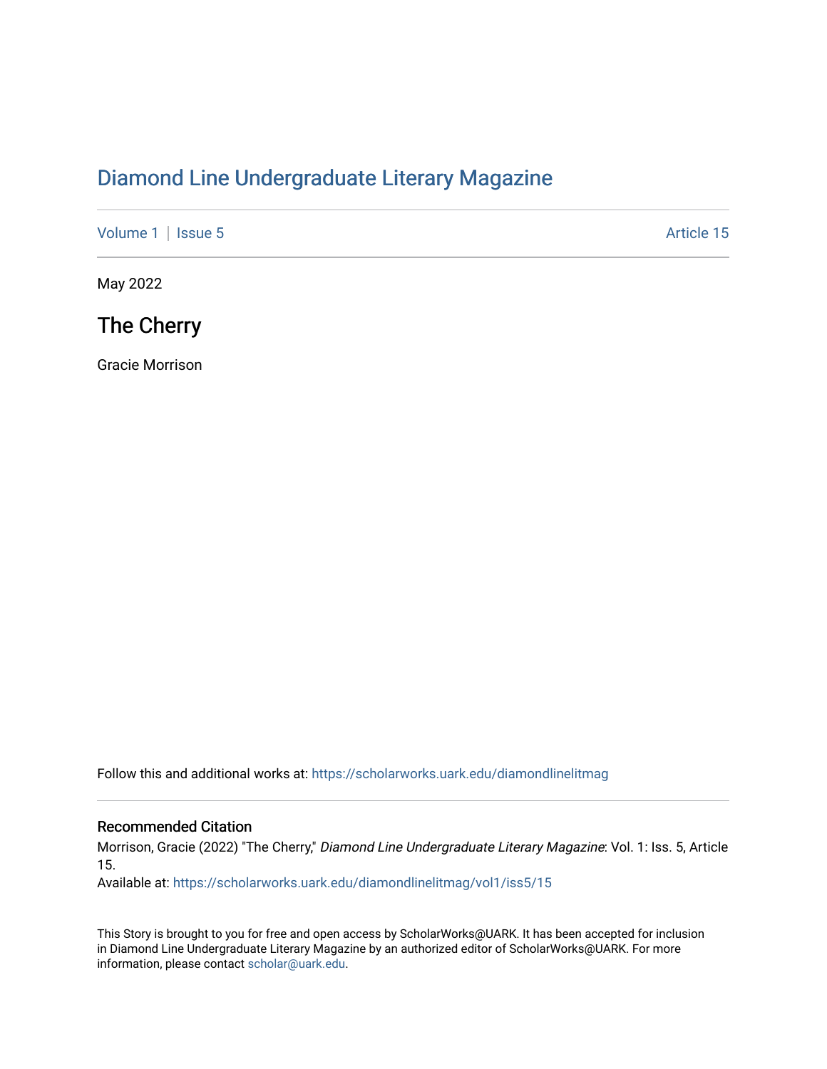# Diamond Line Undergraduate Literary Magazine

Volume 1 | Issue 5 Article 15

May 2022

## The Cherry

Gracie Morrison

Follow this and additional works at: https://scholarworks.uark.edu/diamondlinelitmag

### Recommended Citation

Morrison, Gracie (2022) "The Cherry," *Diamond Line Undergraduate Literary Magazine*: Vol. 1: Iss. 5, Article 15.

Available at: https://scholarworks.uark.edu/diamondlinelitmag/vol1/iss5/15

This Story is brought to you for free and open access by ScholarWorks@UARK. It has been accepted for inclusion in Diamond Line Undergraduate Literary Magazine by an authorized editor of ScholarWorks@UARK. For more information, please contact scholar@uark.edu.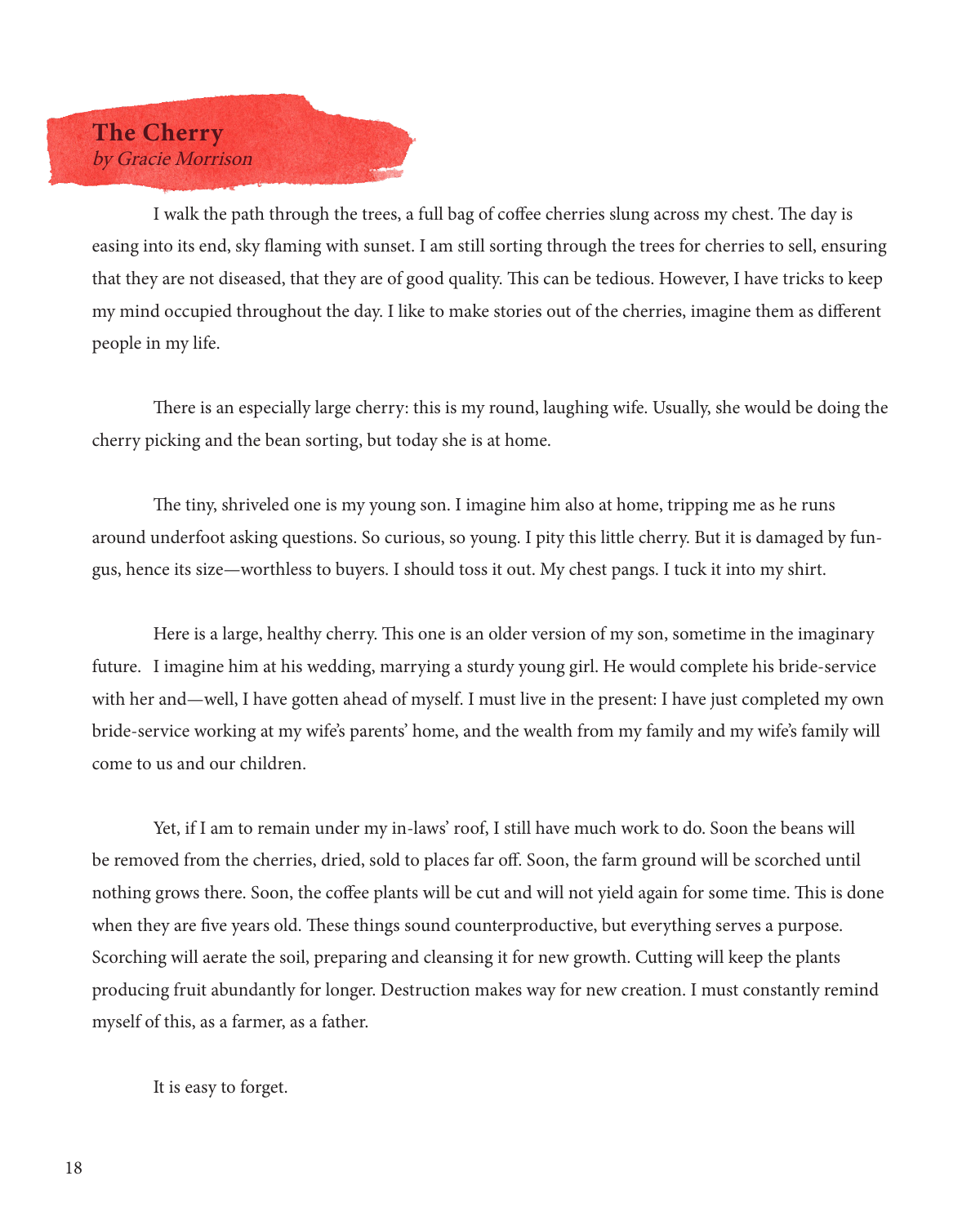## The Cherry

*by Gracie Morrison*

I walk the path through the trees, a full bag of coffee cherries slung across my chest. The day is easing into its end, sky flaming with sunset. I am still sorting through the trees for cherries to sell, ensuring that they are not diseased, that they are of good quality. This can be tedious. However, I have tricks to keep my mind occupied throughout the day. I like to make stories out of the cherries, imagine them as different people in my life.

There is an especially large cherry: this is my round, laughing wife. Usually, she would be doing the cherry picking and the bean sorting, but today she is at home.

The tiny, shriveled one is my young son. I imagine him also at home, tripping me as he runs around underfoot asking questions. So curious, so young. I pity this little cherry. But it is damaged by fungus, hence its size—worthless to buyers. I should toss it out. My chest pangs. I tuck it into my shirt.

Here is a large, healthy cherry. This one is an older version of my son, sometime in the imaginary future. I imagine him at his wedding, marrying a sturdy young girl. He would complete his bride-service with her and—well, I have gotten ahead of myself. I must live in the present: I have just completed my own bride-service working at my wife's parents' home, and the wealth from my family and my wife's family will come to us and our children.

Yet, if I am to remain under my in-laws' roof, I still have much work to do. Soon the beans will be removed from the cherries, dried, sold to places far off. Soon, the farm ground will be scorched until nothing grows there. Soon, the coffee plants will be cut and will not yield again for some time. This is done when they are five years old. These things sound counterproductive, but everything serves a purpose. Scorching will aerate the soil, preparing and cleansing it for new growth. Cutting will keep the plants producing fruit abundantly for longer. Destruction makes way for new creation. I must constantly remind myself of this, as a farmer, as a father.

It is easy to forget.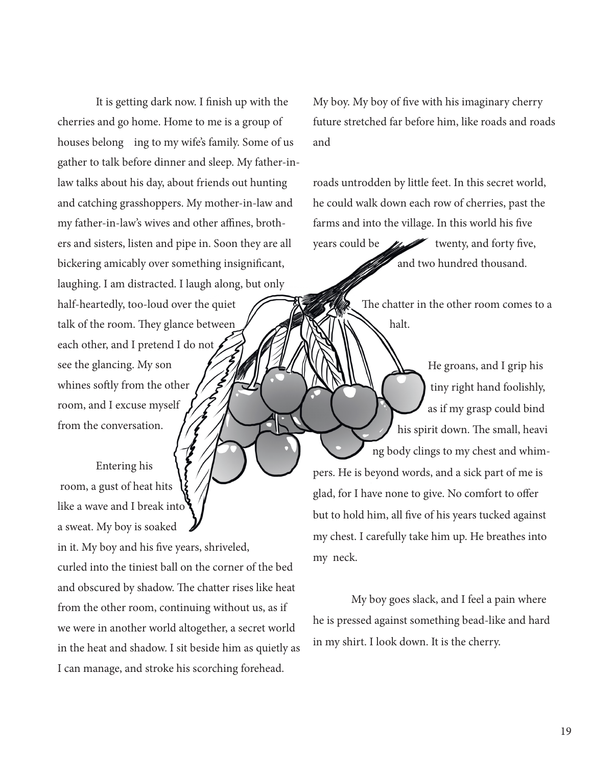It is getting dark now. I finish up with the cherries and go home. Home to me is a group of houses belonging to my wife's family. Some of us gather to talk before dinner and sleep. My father-in-law talks about his day, about friends out hunting and catching grasshoppers. My mother-in-law and my father-in-law's wives and other affines, brothers and sisters, listen and pipe in. Soon they are all bickering amicably over something insignificant, laughing. I am distracted. I laugh along, but only half-heartedly, too-loud over the quiet talk of the room. They glance between each other, and I pretend I do not see the glancing. My son whines softly from the other room, and I excuse myself from the conversation.

Entering his room, a gust of heat hits like a wave and I break into a sweat. My boy is soaked in it. My boy and his five years, shriveled, curled into the tiniest ball on the corner of the bed and obscured by shadow. The chatter rises like heat from the other room, continuing without us, as if we were in another world altogether, a secret world in the heat and shadow. I sit beside him as quietly as I can manage, and stroke his scorching forehead.

My boy. My boy of five with his imaginary cherry future stretched far before him, like roads and roads and

roads untrodden by little feet. In this secret world, he could walk down each row of cherries, past the farms and into the village. In this world his five years could be twenty, and forty five, and two hundred thousand.

The chatter in the other room comes to a halt.

He groans, and I grip his tiny right hand foolishly, as if my grasp could bind his spirit down. The small, heaving body clings to my chest and whimpers. He is beyond words, and a sick part of me is glad, for I have none to give. No comfort to offer but to hold him, all five of his years tucked against my chest. I carefully take him up. He breathes into my neck.

My boy goes slack, and I feel a pain where he is pressed against something bead-like and hard in my shirt. I look down. It is the cherry.